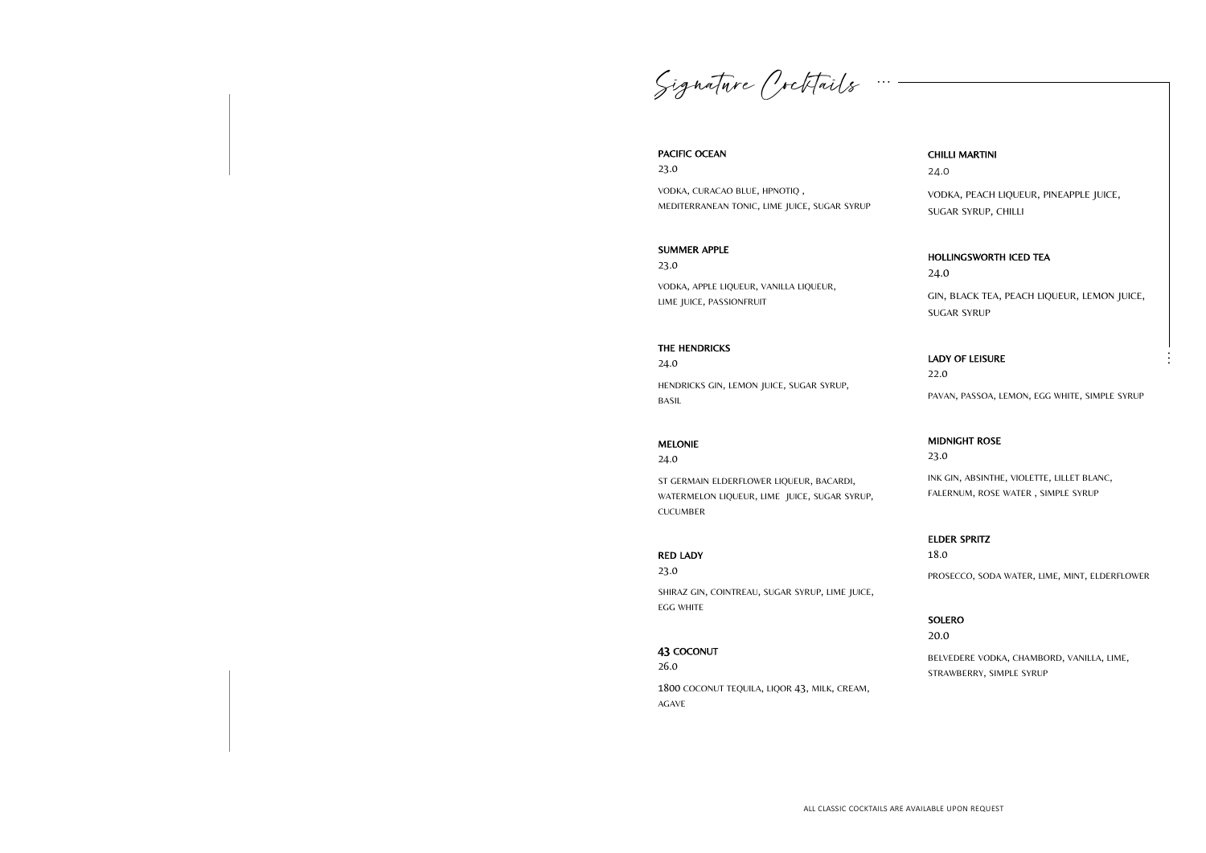# Signature Cocktails

**PACIFIC OCEAN**
23.0
VODKA, CURACAO BLUE, HPNOTIQ , MEDITERRANEAN TONIC, LIME JUICE, SUGAR SYRUP

**SUMMER APPLE**
23.0
VODKA, APPLE LIQUEUR, VANILLA LIQUEUR, LIME JUICE, PASSIONFRUIT

**THE HENDRICKS**
24.0
HENDRICKS GIN, LEMON JUICE, SUGAR SYRUP, BASIL

**MELONIE**
24.0
ST GERMAIN ELDERFLOWER LIQUEUR, BACARDI, WATERMELON LIQUEUR, LIME JUICE, SUGAR SYRUP, CUCUMBER

**RED LADY**
23.0
SHIRAZ GIN, COINTREAU, SUGAR SYRUP, LIME JUICE, EGG WHITE

**43 COCONUT**
26.0
1800 COCONUT TEQUILA, LIQOR 43, MILK, CREAM, AGAVE

**CHILLI MARTINI**
24.0
VODKA, PEACH LIQUEUR, PINEAPPLE JUICE, SUGAR SYRUP, CHILLI

**HOLLINGSWORTH ICED TEA**
24.0
GIN, BLACK TEA, PEACH LIQUEUR, LEMON JUICE, SUGAR SYRUP

**LADY OF LEISURE**
22.0
PAVAN, PASSOA, LEMON, EGG WHITE, SIMPLE SYRUP

**MIDNIGHT ROSE**
23.0
INK GIN, ABSINTHE, VIOLETTE, LILLET BLANC, FALERNUM, ROSE WATER , SIMPLE SYRUP

**ELDER SPRITZ**
18.0
PROSECCO, SODA WATER, LIME, MINT, ELDERFLOWER

**SOLERO**
20.0
BELVEDERE VODKA, CHAMBORD, VANILLA, LIME, STRAWBERRY, SIMPLE SYRUP

ALL CLASSIC COCKTAILS ARE AVAILABLE UPON REQUEST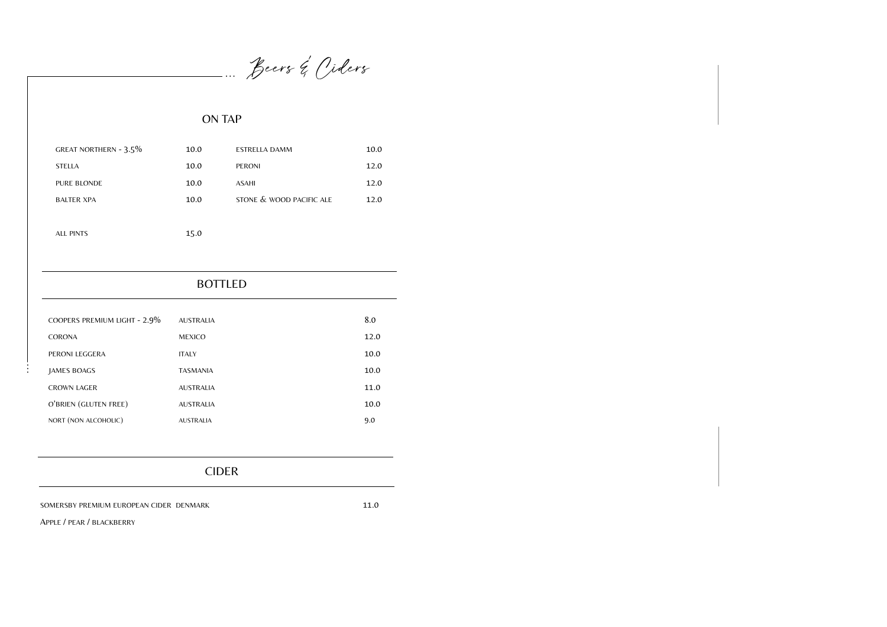# Beers & Ciders

## ON TAP

| | | | |
|---|---|---|---|
| GREAT NORTHERN - 3.5% | 10.0 | ESTRELLA DAMM | 10.0 |
| STELLA | 10.0 | PERONI | 12.0 |
| PURE BLONDE | 10.0 | ASAHI | 12.0 |
| BALTER XPA | 10.0 | STONE & WOOD PACIFIC ALE | 12.0 |

ALL PINTS 15.0

## BOTTLED

| | | |
|---|---|---|
| COOPERS PREMIUM LIGHT - 2.9% | AUSTRALIA | 8.0 |
| CORONA | MEXICO | 12.0 |
| PERONI LEGGERA | ITALY | 10.0 |
| JAMES BOAGS | TASMANIA | 10.0 |
| CROWN LAGER | AUSTRALIA | 11.0 |
| O'BRIEN (GLUTEN FREE) | AUSTRALIA | 10.0 |
| NORT (NON ALCOHOLIC) | AUSTRALIA | 9.0 |

## CIDER

SOMERSBY PREMIUM EUROPEAN CIDER DENMARK 11.0

Apple / pear / blackberry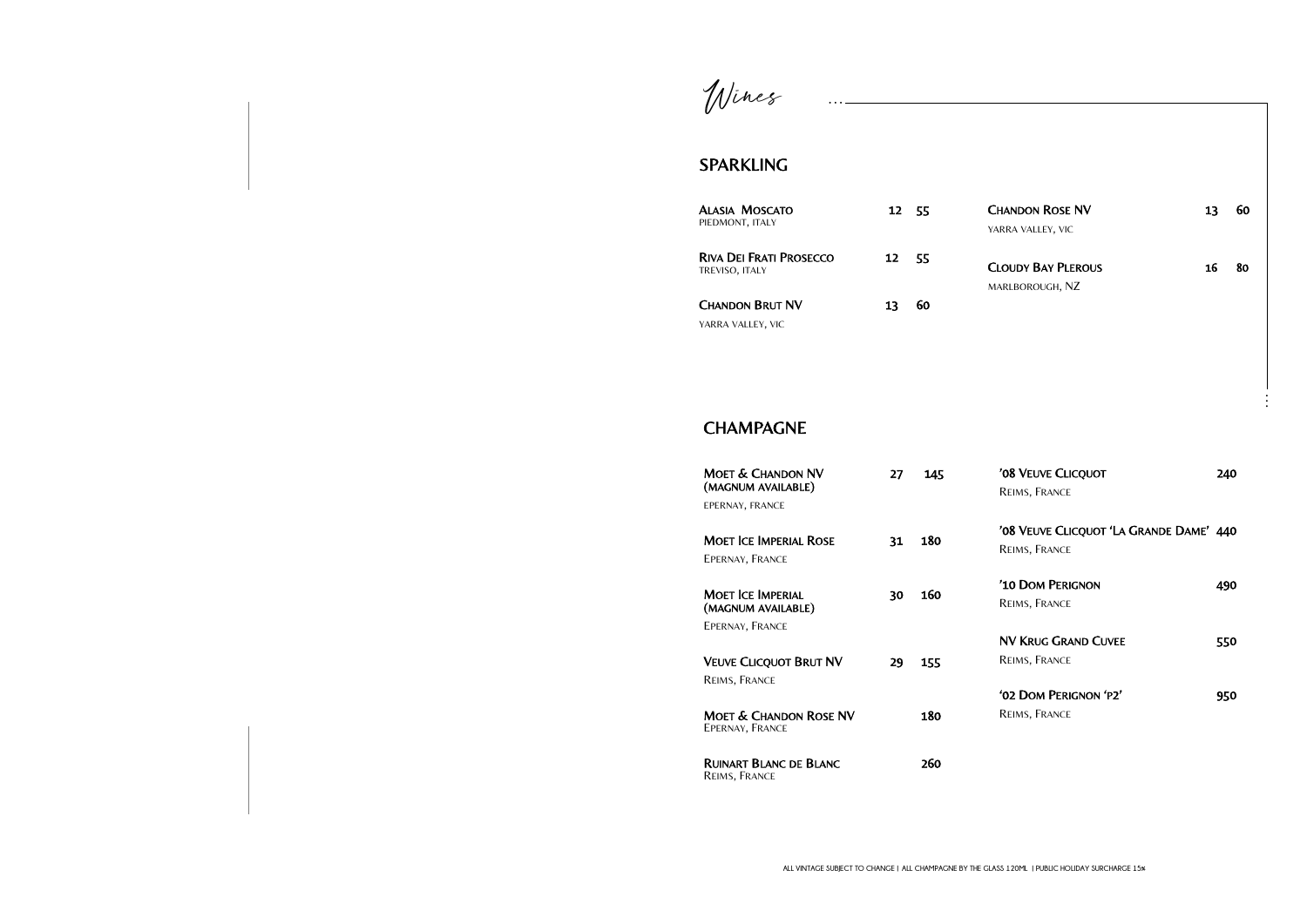# Wines

## SPARKLING

| Wine | Glass | Bottle |
|---|---|---|
| **Alasia Moscato**<br>Piedmont, Italy | 12 | 55 |
| **Riva Dei Frati Prosecco**<br>Treviso, Italy | 12 | 55 |
| **Chandon Brut NV**<br>Yarra Valley, VIC | 13 | 60 |
| **Chandon Rose NV**<br>Yarra Valley, VIC | 13 | 60 |
| **Cloudy Bay Pelorus**<br>Marlborough, NZ | 16 | 80 |

## CHAMPAGNE

| Wine | Glass | Bottle |
|---|---|---|
| **Moet & Chandon NV (magnum available)**<br>Epernay, France | 27 | 145 |
| **Moet Ice Imperial Rose**<br>Epernay, France | 31 | 180 |
| **Moet Ice Imperial (magnum available)**<br>Epernay, France | 30 | 160 |
| **Veuve Clicquot Brut NV**<br>Reims, France | 29 | 155 |
| **Moet & Chandon Rose NV**<br>Epernay, France | | 180 |
| **Ruinart Blanc de Blanc**<br>Reims, France | | 260 |
| **'08 Veuve Clicquot**<br>Reims, France | | 240 |
| **'08 Veuve Clicquot 'La Grande Dame'**<br>Reims, France | | 440 |
| **'10 Dom Perignon**<br>Reims, France | | 490 |
| **NV Krug Grand Cuvee**<br>Reims, France | | 550 |
| **'02 Dom Perignon 'P2'**<br>Reims, France | | 950 |

All vintage subject to change | All champagne by the glass 120ml | Public holiday surcharge 15%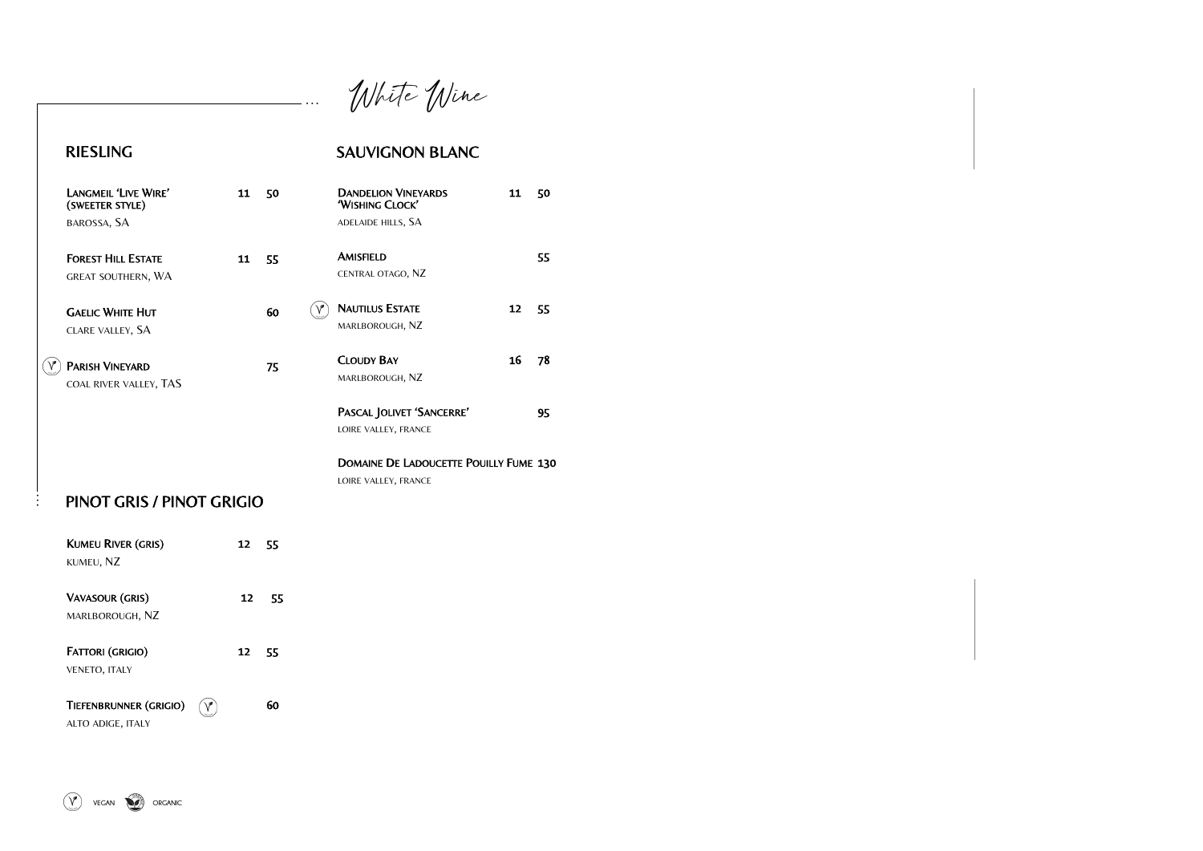# White Wine

## RIESLING

| Wine | Glass | Bottle |
|---|---|---|
| **Langmeil 'Live Wire' (sweeter style)**<br>barossa, SA | 11 | 50 |
| **Forest Hill Estate**<br>great southern, WA | 11 | 55 |
| **Gaelic White Hut**<br>clare valley, SA | | 60 |
| (Vegan) **Parish Vineyard**<br>coal river valley, TAS | | 75 |

## PINOT GRIS / PINOT GRIGIO

| Wine | Glass | Bottle |
|---|---|---|
| **Kumeu River (gris)**<br>kumeu, NZ | 12 | 55 |
| **Vavasour (gris)**<br>marlborough, NZ | 12 | 55 |
| **Fattori (grigio)**<br>veneto, italy | 12 | 55 |
| **Tiefenbrunner (grigio)** (Vegan)<br>alto adige, italy | | 60 |

## SAUVIGNON BLANC

| Wine | Glass | Bottle |
|---|---|---|
| **Dandelion Vineyards 'Wishing Clock'**<br>adelaide hills, SA | 11 | 50 |
| **Amisfield**<br>central otago, NZ | | 55 |
| (Vegan) **Nautilus Estate**<br>marlborough, NZ | 12 | 55 |
| **Cloudy Bay**<br>marlborough, NZ | 16 | 78 |
| **Pascal Jolivet 'Sancerre'**<br>loire valley, france | | 95 |
| **Domaine De Ladoucette Pouilly Fume**<br>loire valley, france | | 130 |

Vegan | Organic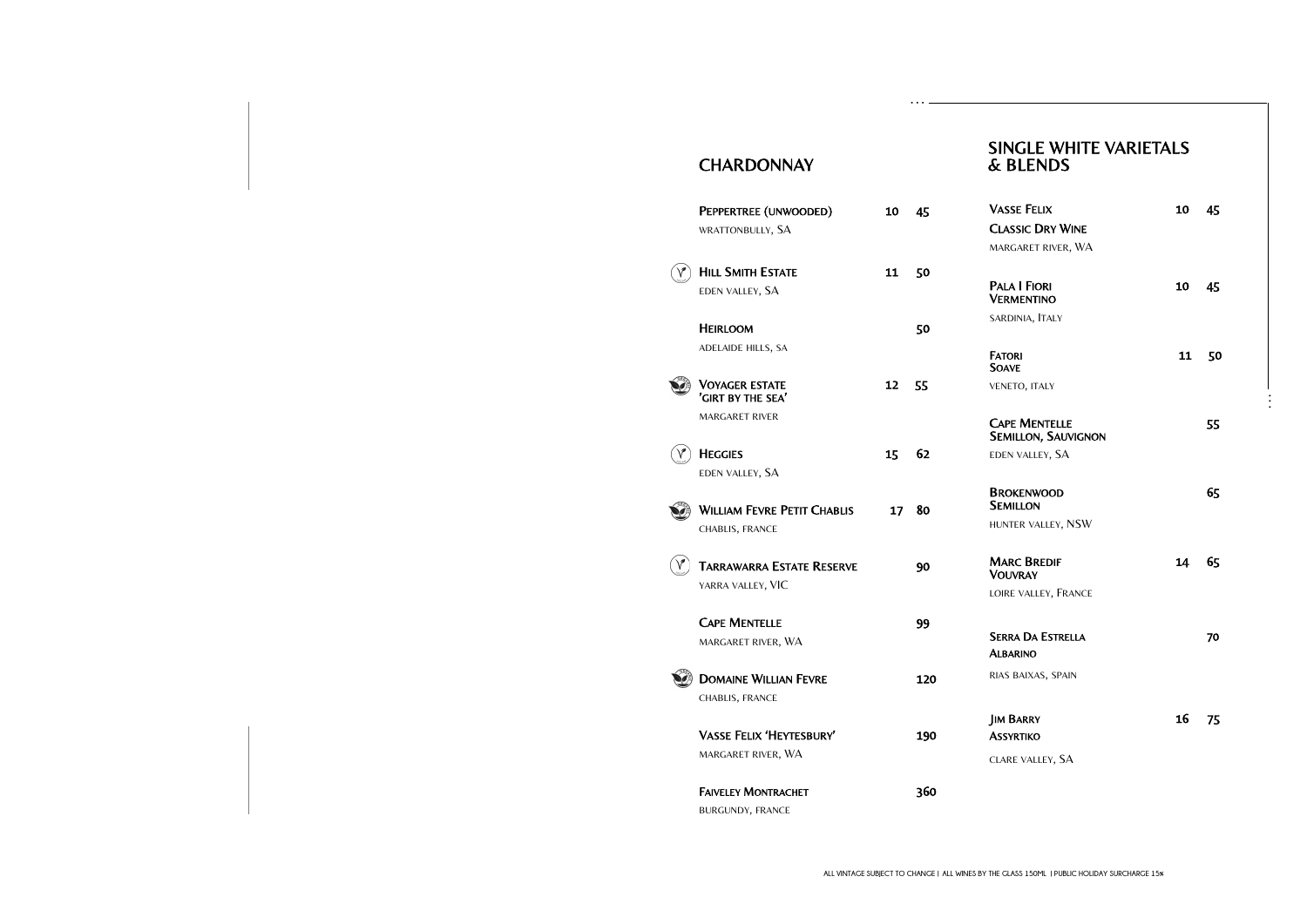## CHARDONNAY

| Wine | Glass | Bottle |
|---|---|---|
| **Peppertree (Unwooded)**<br>Wrattonbully, SA | 10 | 45 |
| **Hill Smith Estate**<br>Eden Valley, SA | 11 | 50 |
| **Heirloom**<br>Adelaide Hills, SA | | 50 |
| **Voyager Estate 'Girt by the Sea'**<br>Margaret River | 12 | 55 |
| **Heggies**<br>Eden Valley, SA | 15 | 62 |
| **William Fevre Petit Chablis**<br>Chablis, France | 17 | 80 |
| **Tarrawarra Estate Reserve**<br>Yarra Valley, VIC | | 90 |
| **Cape Mentelle**<br>Margaret River, WA | | 99 |
| **Domaine Willian Fevre**<br>Chablis, France | | 120 |
| **Vasse Felix 'Heytesbury'**<br>Margaret River, WA | | 190 |
| **Faiveley Montrachet**<br>Burgundy, France | | 360 |

## SINGLE WHITE VARIETALS & BLENDS

| Wine | Glass | Bottle |
|---|---|---|
| **Vasse Felix Classic Dry Wine**<br>Margaret River, WA | 10 | 45 |
| **Pala I Fiori Vermentino**<br>Sardinia, Italy | 10 | 45 |
| **Fatori Soave**<br>Veneto, Italy | 11 | 50 |
| **Cape Mentelle Semillon, Sauvignon**<br>Eden Valley, SA | | 55 |
| **Brokenwood Semillon**<br>Hunter Valley, NSW | | 65 |
| **Marc Bredif Vouvray**<br>Loire Valley, France | 14 | 65 |
| **Serra Da Estrella Albarino**<br>Rias Baixas, Spain | | 70 |
| **Jim Barry Assyrtiko**<br>Clare Valley, SA | 16 | 75 |

All vintage subject to change | All wines by the glass 150ml | Public holiday surcharge 15%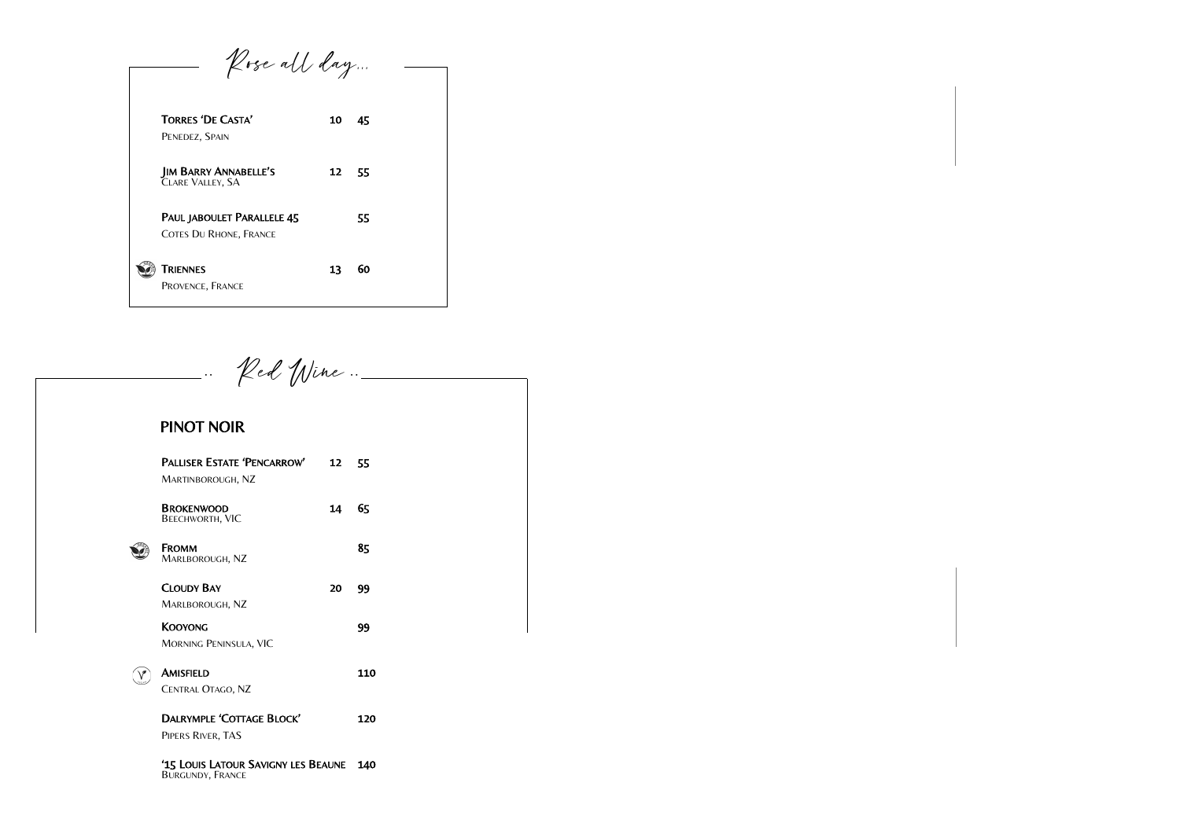## Rose all day...

| Wine | Glass | Bottle |
| --- | --- | --- |
| **TORRES 'DE CASTA'** <br> PENEDEZ, SPAIN | 10 | 45 |
| **JIM BARRY ANNABELLE'S** <br> CLARE VALLEY, SA | 12 | 55 |
| **PAUL JABOULET PARALLELE 45** <br> COTES DU RHONE, FRANCE | | 55 |
| **TRIENNES** <br> PROVENCE, FRANCE | 13 | 60 |

## .. Red Wine ..

### PINOT NOIR

| Wine | Glass | Bottle |
| --- | --- | --- |
| **PALLISER ESTATE 'PENCARROW'** <br> MARTINBOROUGH, NZ | 12 | 55 |
| **BROKENWOOD** <br> BEECHWORTH, VIC | 14 | 65 |
| **FROMM** <br> MARLBOROUGH, NZ | | 85 |
| **CLOUDY BAY** <br> MARLBOROUGH, NZ | 20 | 99 |
| **KOOYONG** <br> MORNING PENINSULA, VIC | | 99 |
| **AMISFIELD** <br> CENTRAL OTAGO, NZ | | 110 |
| **DALRYMPLE 'COTTAGE BLOCK'** <br> PIPERS RIVER, TAS | | 120 |
| **'15 LOUIS LATOUR SAVIGNY LES BEAUNE** <br> BURGUNDY, FRANCE | | 140 |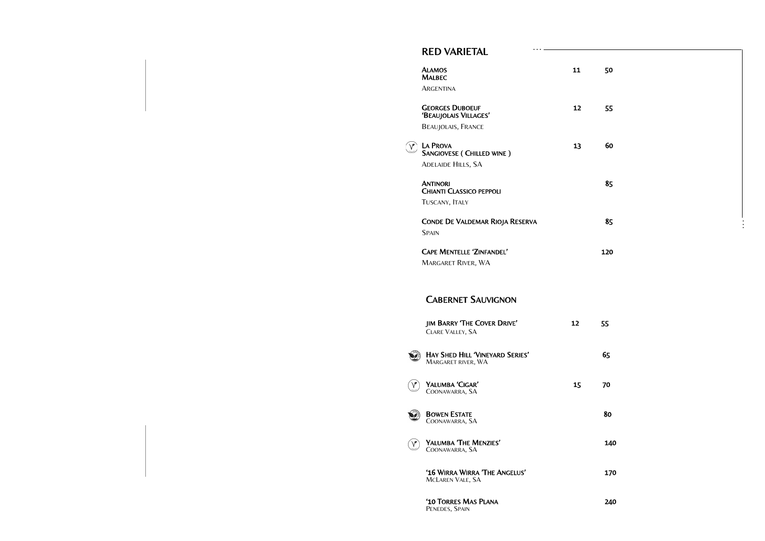## RED VARIETAL

| Wine | Glass | Bottle |
|---|---|---|
| **ALAMOS MALBEC**<br>ARGENTINA | 11 | 50 |
| **GEORGES DUBOEUF 'BEAUJOLAIS VILLAGES'**<br>BEAUJOLAIS, FRANCE | 12 | 55 |
| **LA PROVA SANGIOVESE ( CHILLED WINE )**<br>ADELAIDE HILLS, SA | 13 | 60 |
| **ANTINORI CHIANTI CLASSICO PEPPOLI**<br>TUSCANY, ITALY | | 85 |
| **CONDE DE VALDEMAR RIOJA RESERVA**<br>SPAIN | | 85 |
| **CAPE MENTELLE 'ZINFANDEL'**<br>MARGARET RIVER, WA | | 120 |

## CABERNET SAUVIGNON

| Wine | Glass | Bottle |
|---|---|---|
| **JIM BARRY 'THE COVER DRIVE'**<br>CLARE VALLEY, SA | 12 | 55 |
| **HAY SHED HILL 'VINEYARD SERIES'**<br>MARGARET RIVER, WA | | 65 |
| **YALUMBA 'CIGAR'**<br>COONAWARRA, SA | 15 | 70 |
| **BOWEN ESTATE**<br>COONAWARRA, SA | | 80 |
| **YALUMBA 'THE MENZIES'**<br>COONAWARRA, SA | | 140 |
| **'16 WIRRA WIRRA 'THE ANGELUS'**<br>MCLAREN VALE, SA | | 170 |
| **'10 TORRES MAS PLANA**<br>PENEDES, SPAIN | | 240 |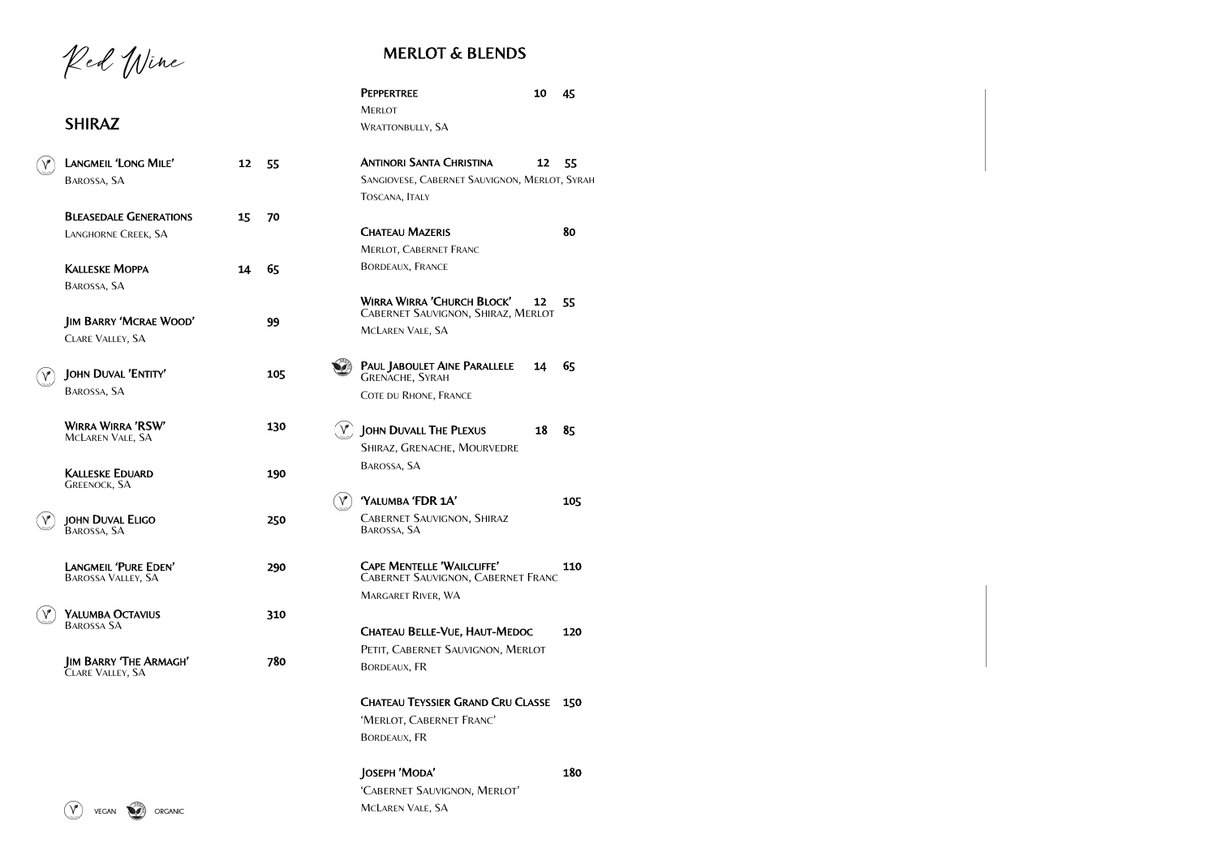# Red Wine

## SHIRAZ

| | Wine | Glass | Bottle |
|---|---|---|---|
| (V) | **Langmeil 'Long Mile'** Barossa, SA | 12 | 55 |
| | **Bleasedale Generations** Langhorne Creek, SA | 15 | 70 |
| | **Kalleske Moppa** Barossa, SA | 14 | 65 |
| | **Jim Barry 'Mcrae Wood'** Clare Valley, SA | | 99 |
| (V) | **John Duval 'Entity'** Barossa, SA | | 105 |
| | **Wirra Wirra 'RSW'** McLaren Vale, SA | | 130 |
| | **Kalleske Eduard** Greenock, SA | | 190 |
| (V) | **John Duval Eligo** Barossa, SA | | 250 |
| | **Langmeil 'Pure Eden'** Barossa Valley, SA | | 290 |
| (V) | **Yalumba Octavius** Barossa SA | | 310 |
| | **Jim Barry 'The Armagh'** Clare Valley, SA | | 780 |

## MERLOT & BLENDS

| | Wine | Glass | Bottle |
|---|---|---|---|
| | **Peppertree** Merlot, Wrattonbully, SA | 10 | 45 |
| | **Antinori Santa Christina** Sangiovese, Cabernet Sauvignon, Merlot, Syrah, Toscana, Italy | 12 | 55 |
| | **Chateau Mazeris** Merlot, Cabernet Franc, Bordeaux, France | | 80 |
| | **Wirra Wirra 'Church Block'** Cabernet Sauvignon, Shiraz, Merlot, McLaren Vale, SA | 12 | 55 |
| (Organic) | **Paul Jaboulet Aine Parallele** Grenache, Syrah, Cote du Rhone, France | 14 | 65 |
| (V) | **John Duvall The Plexus** Shiraz, Grenache, Mourvedre, Barossa, SA | 18 | 85 |
| (V) | **'Yalumba 'FDR 1A'** Cabernet Sauvignon, Shiraz, Barossa, SA | | 105 |
| | **Cape Mentelle 'Wailcliffe'** Cabernet Sauvignon, Cabernet Franc, Margaret River, WA | | 110 |
| | **Chateau Belle-Vue, Haut-Medoc** Petit, Cabernet Sauvignon, Merlot, Bordeaux, FR | | 120 |
| | **Chateau Teyssier Grand Cru Classe** 'Merlot, Cabernet Franc' Bordeaux, FR | | 150 |
| | **Joseph 'Moda'** 'Cabernet Sauvignon, Merlot' McLaren Vale, SA | | 180 |

(V) Vegan (Organic) Organic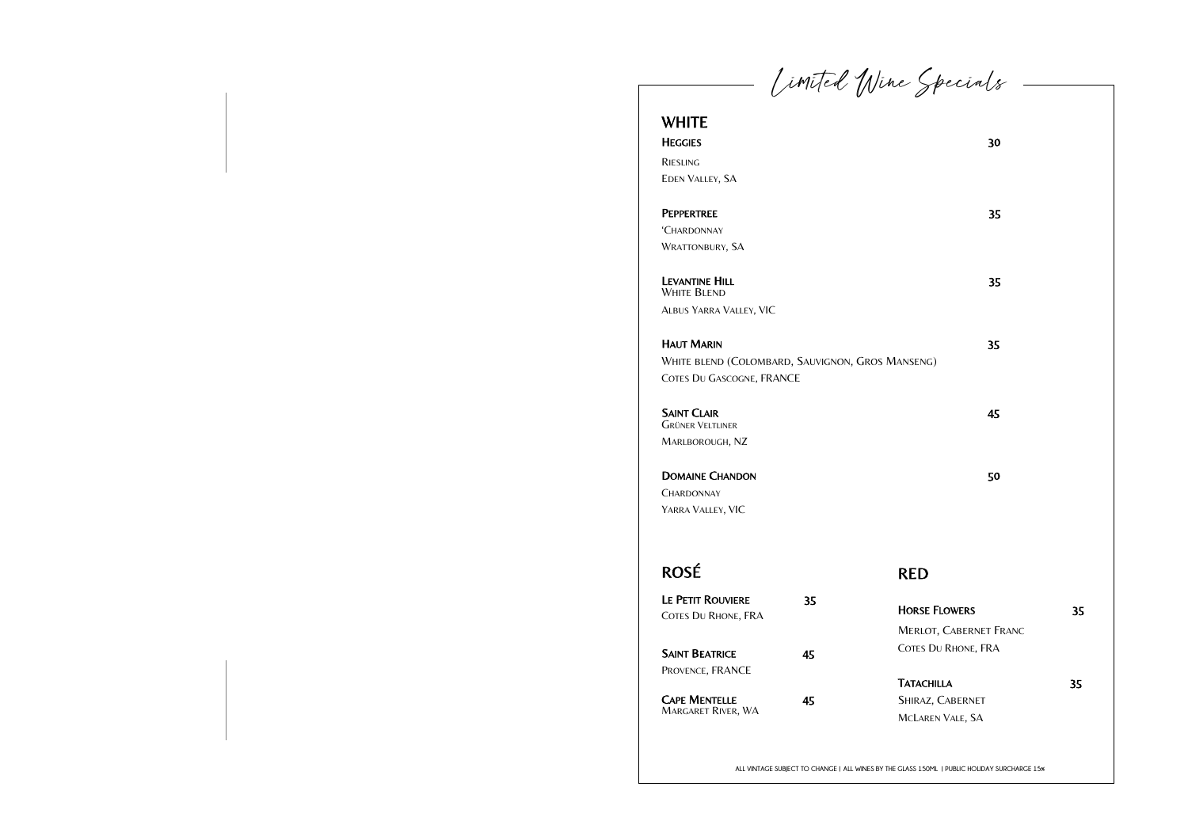# Limited Wine Specials

## WHITE

**Heggies** 30
Riesling
Eden Valley, SA

**Peppertree** 35
'Chardonnay
Wrattonbury, SA

**Levantine Hill** 35
White Blend
Albus Yarra Valley, VIC

**Haut Marin** 35
White blend (Colombard, Sauvignon, Gros Manseng)
Cotes Du Gascogne, FRANCE

**Saint Clair** 45
Grüner Veltliner
Marlborough, NZ

**Domaine Chandon** 50
Chardonnay
Yarra Valley, VIC

## ROSÉ

**Le Petit Rouviere** 35
Cotes Du Rhone, FRA

**Saint Beatrice** 45
Provence, FRANCE

**Cape Mentelle** 45
Margaret River, WA

## RED

**Horse Flowers** 35
Merlot, Cabernet Franc
Cotes Du Rhone, FRA

**Tatachilla** 35
Shiraz, Cabernet
McLaren Vale, SA

ALL VINTAGE SUBJECT TO CHANGE | ALL WINES BY THE GLASS 150ML | PUBLIC HOLIDAY SURCHARGE 15%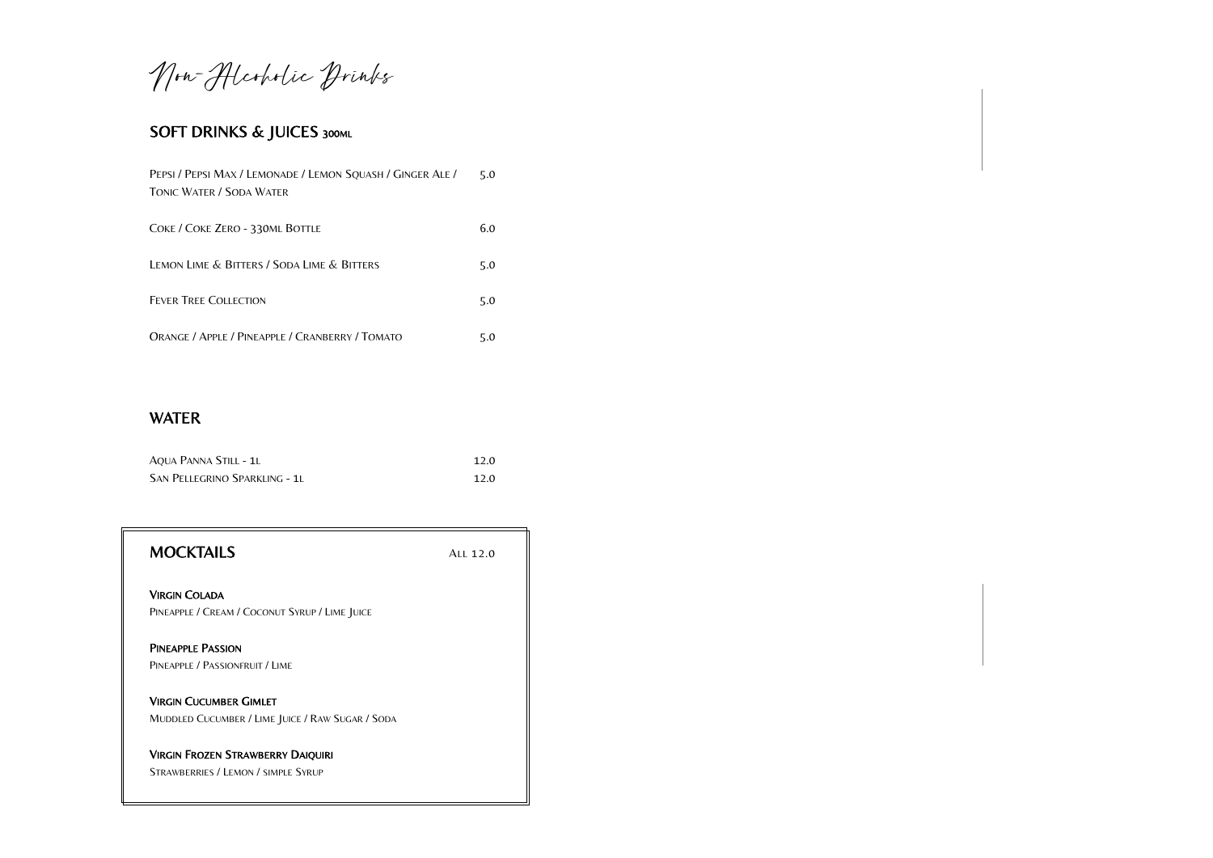# Non-Alcoholic Drinks

## SOFT DRINKS & JUICES 300ML

| | |
|---|---|
| Pepsi / Pepsi Max / Lemonade / Lemon Squash / Ginger Ale / Tonic Water / Soda Water | 5.0 |
| Coke / Coke Zero - 330ml Bottle | 6.0 |
| Lemon Lime & Bitters / Soda Lime & Bitters | 5.0 |
| Fever Tree Collection | 5.0 |
| Orange / Apple / Pineapple / Cranberry / Tomato | 5.0 |

## WATER

| | |
|---|---|
| Aqua Panna Still - 1L | 12.0 |
| San Pellegrino Sparkling - 1L | 12.0 |

## MOCKTAILS

All 12.0

**Virgin Colada**
Pineapple / Cream / Coconut Syrup / Lime Juice

**Pineapple Passion**
Pineapple / Passionfruit / Lime

**Virgin Cucumber Gimlet**
Muddled Cucumber / Lime Juice / Raw Sugar / Soda

**Virgin Frozen Strawberry Daiquiri**
Strawberries / Lemon / simple Syrup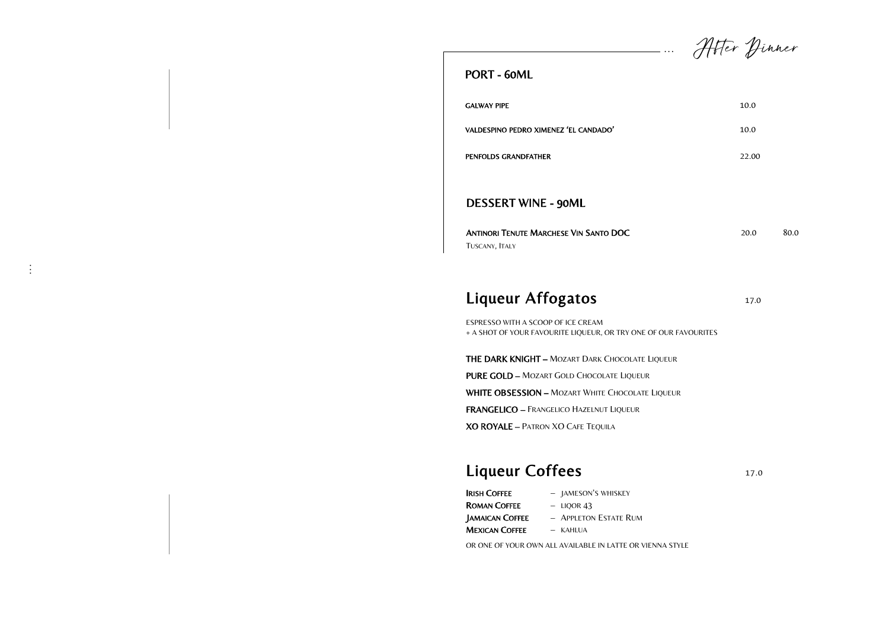# After Dinner

## PORT - 60ML

| | |
|---|---|
| GALWAY PIPE | 10.0 |
| VALDESPINO PEDRO XIMENEZ 'EL CANDADO' | 10.0 |
| PENFOLDS GRANDFATHER | 22.00 |

## DESSERT WINE - 90ML

| | | |
|---|---|---|
| **ANTINORI TENUTE MARCHESE VIN SANTO DOC**<br>TUSCANY, ITALY | 20.0 | 80.0 |

## Liqueur Affogatos

17.0

ESPRESSO WITH A SCOOP OF ICE CREAM
+ A SHOT OF YOUR FAVOURITE LIQUEUR, OR TRY ONE OF OUR FAVOURITES

**THE DARK KNIGHT –** MOZART DARK CHOCOLATE LIQUEUR

**PURE GOLD –** MOZART GOLD CHOCOLATE LIQUEUR

**WHITE OBSESSION –** MOZART WHITE CHOCOLATE LIQUEUR

**FRANGELICO –** FRANGELICO HAZELNUT LIQUEUR

**XO ROYALE –** PATRON XO CAFE TEQUILA

## Liqueur Coffees

17.0

**IRISH COFFEE** – JAMESON'S WHISKEY
**ROMAN COFFEE** – LIQOR 43
**JAMAICAN COFFEE** – APPLETON ESTATE RUM
**MEXICAN COFFEE** – KAHLUA

OR ONE OF YOUR OWN ALL AVAILABLE IN LATTE OR VIENNA STYLE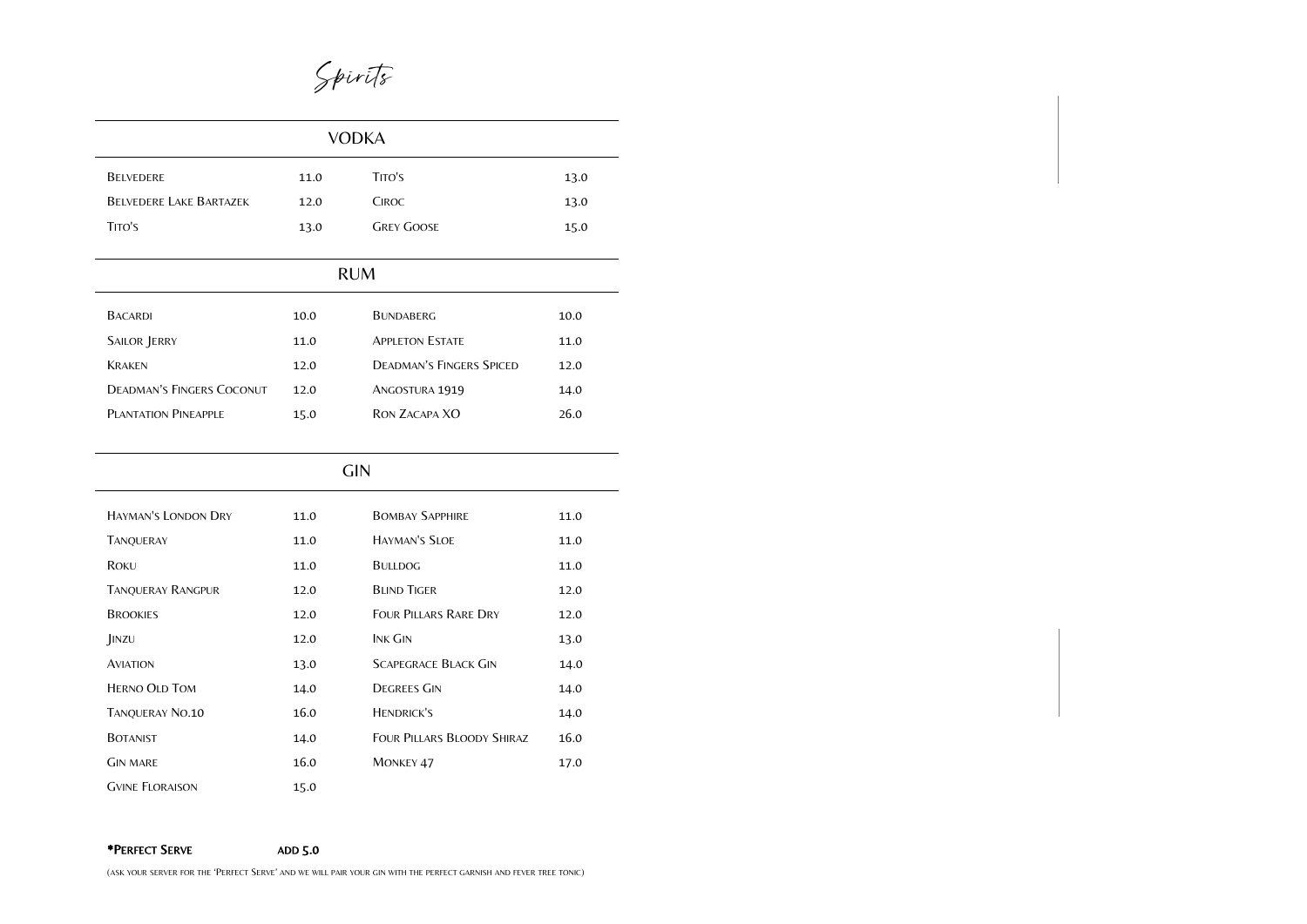# Spirits

## VODKA

| | | | |
|---|---|---|---|
| Belvedere | 11.0 | Tito's | 13.0 |
| Belvedere Lake Bartazek | 12.0 | Ciroc | 13.0 |
| Tito's | 13.0 | Grey Goose | 15.0 |

## RUM

| | | | |
|---|---|---|---|
| Bacardi | 10.0 | Bundaberg | 10.0 |
| Sailor Jerry | 11.0 | Appleton Estate | 11.0 |
| Kraken | 12.0 | Deadman's Fingers Spiced | 12.0 |
| Deadman's Fingers Coconut | 12.0 | Angostura 1919 | 14.0 |
| Plantation Pineapple | 15.0 | Ron Zacapa XO | 26.0 |

## GIN

| | | | |
|---|---|---|---|
| Hayman's London Dry | 11.0 | Bombay Sapphire | 11.0 |
| Tanqueray | 11.0 | Hayman's Sloe | 11.0 |
| Roku | 11.0 | Bulldog | 11.0 |
| Tanqueray Rangpur | 12.0 | Blind Tiger | 12.0 |
| Brookies | 12.0 | Four Pillars Rare Dry | 12.0 |
| Jinzu | 12.0 | Ink Gin | 13.0 |
| Aviation | 13.0 | Scapegrace Black Gin | 14.0 |
| Herno Old Tom | 14.0 | Degrees Gin | 14.0 |
| Tanqueray No.10 | 16.0 | Hendrick's | 14.0 |
| Botanist | 14.0 | Four Pillars Bloody Shiraz | 16.0 |
| Gin Mare | 16.0 | Monkey 47 | 17.0 |
| Gvine Floraison | 15.0 | | |

**\*Perfect Serve** **add 5.0**

(ask your server for the 'Perfect Serve' and we will pair your gin with the perfect garnish and fever tree tonic)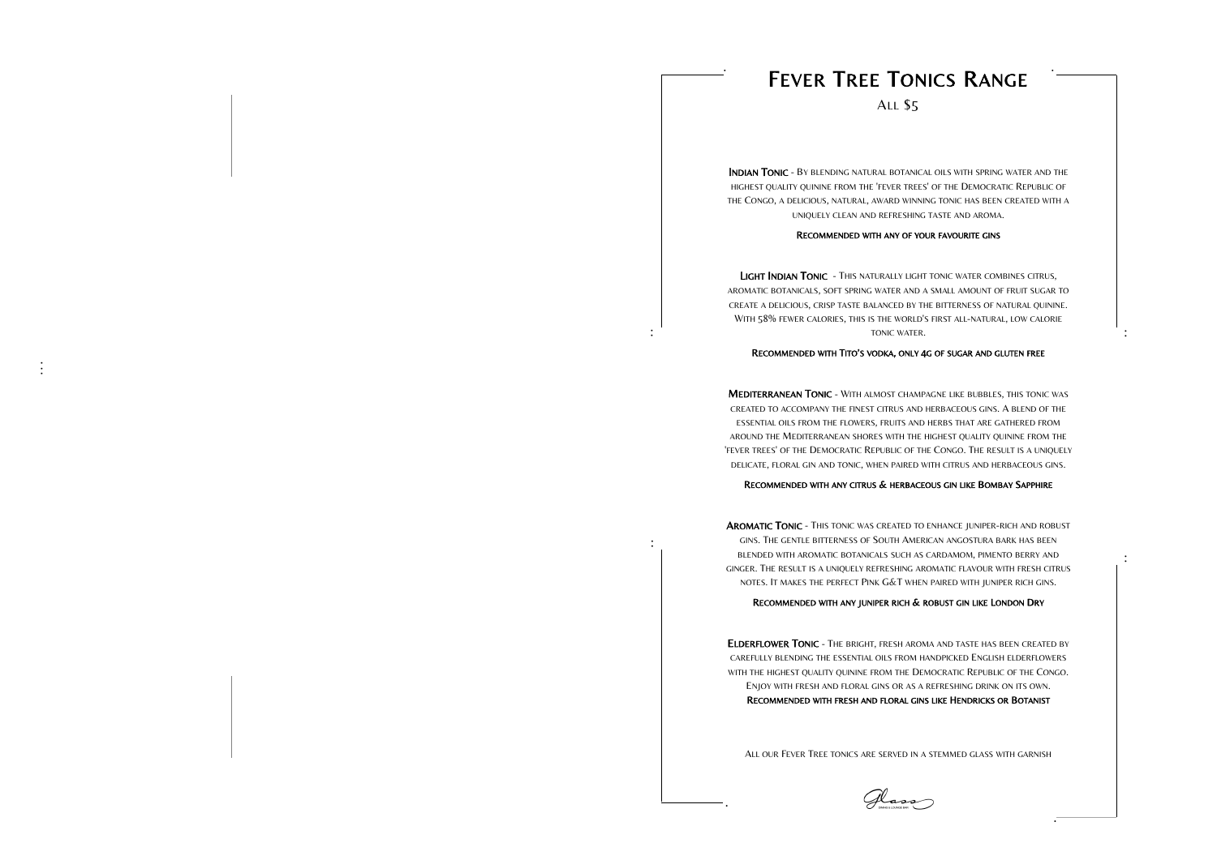# Fever Tree Tonics Range

All $5

**Indian Tonic** - By blending natural botanical oils with spring water and the highest quality quinine from the 'fever trees' of the Democratic Republic of the Congo, a delicious, natural, award winning tonic has been created with a uniquely clean and refreshing taste and aroma.

**Recommended with any of your favourite gins**

**Light Indian Tonic** - This naturally light tonic water combines citrus, aromatic botanicals, soft spring water and a small amount of fruit sugar to create a delicious, crisp taste balanced by the bitterness of natural quinine. With 58% fewer calories, this is the world's first all-natural, low calorie tonic water.

**Recommended with Tito's vodka, only 4g of sugar and gluten free**

**Mediterranean Tonic** - With almost champagne like bubbles, this tonic was created to accompany the finest citrus and herbaceous gins. A blend of the essential oils from the flowers, fruits and herbs that are gathered from around the Mediterranean shores with the highest quality quinine from the 'fever trees' of the Democratic Republic of the Congo. The result is a uniquely delicate, floral gin and tonic, when paired with citrus and herbaceous gins.

**Recommended with any citrus & herbaceous gin like Bombay Sapphire**

**Aromatic Tonic** - This tonic was created to enhance juniper-rich and robust gins. The gentle bitterness of South American angostura bark has been blended with aromatic botanicals such as cardamom, pimento berry and ginger. The result is a uniquely refreshing aromatic flavour with fresh citrus notes. It makes the perfect Pink G&T when paired with juniper rich gins.

**Recommended with any juniper rich & robust gin like London Dry**

**Elderflower Tonic** - The bright, fresh aroma and taste has been created by carefully blending the essential oils from handpicked English elderflowers with the highest quality quinine from the Democratic Republic of the Congo. Enjoy with fresh and floral gins or as a refreshing drink on its own.

**Recommended with fresh and floral gins like Hendricks or Botanist**

All our Fever Tree tonics are served in a stemmed glass with garnish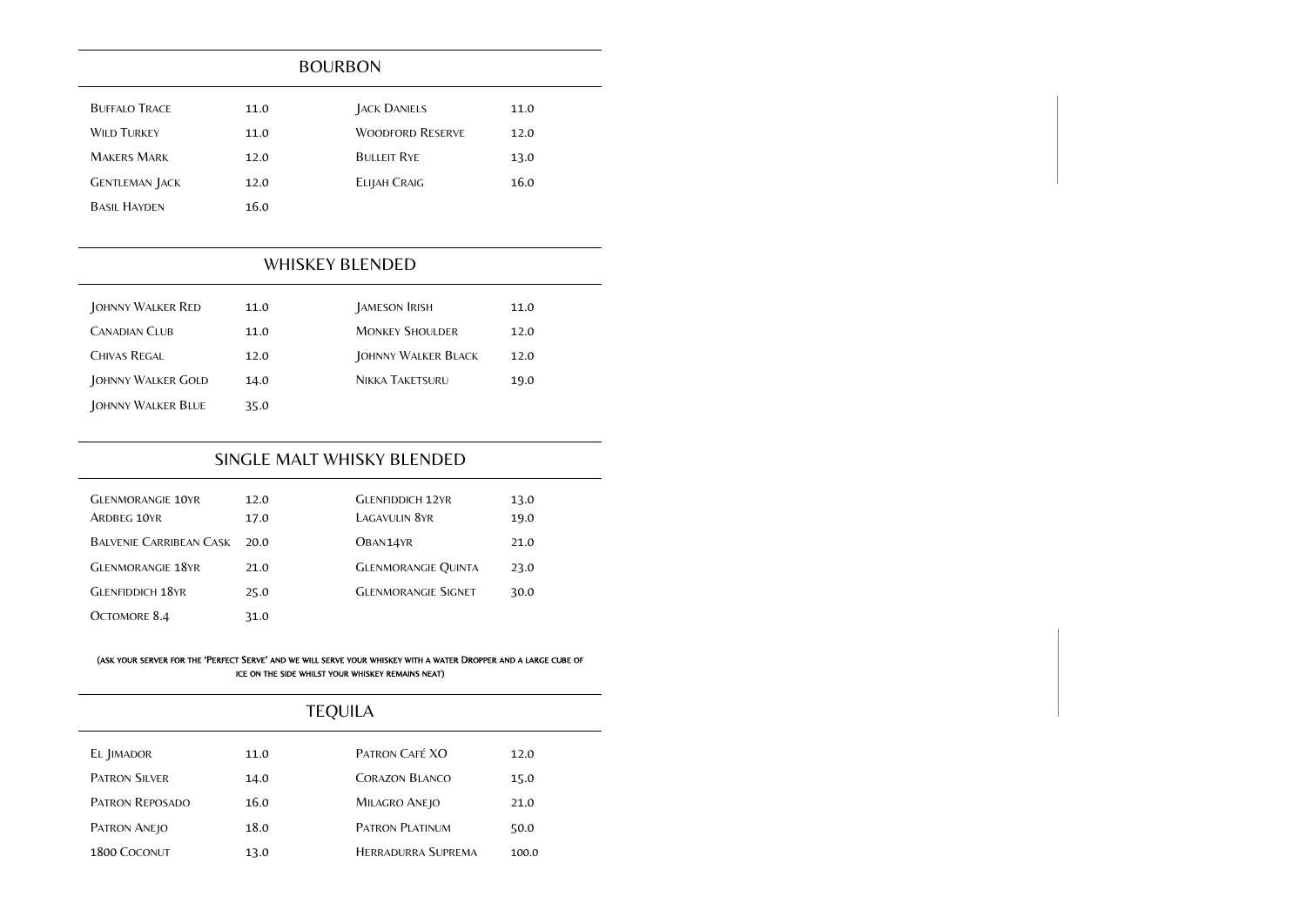## BOURBON

| | | | |
|---|---|---|---|
| Buffalo Trace | 11.0 | Jack Daniels | 11.0 |
| Wild Turkey | 11.0 | Woodford Reserve | 12.0 |
| Makers Mark | 12.0 | Bulleit Rye | 13.0 |
| Gentleman Jack | 12.0 | Elijah Craig | 16.0 |
| Basil Hayden | 16.0 | | |

## WHISKEY BLENDED

| | | | |
|---|---|---|---|
| Johnny Walker Red | 11.0 | Jameson Irish | 11.0 |
| Canadian Club | 11.0 | Monkey Shoulder | 12.0 |
| Chivas Regal | 12.0 | Johnny Walker Black | 12.0 |
| Johnny Walker Gold | 14.0 | Nikka Taketsuru | 19.0 |
| Johnny Walker Blue | 35.0 | | |

## SINGLE MALT WHISKY BLENDED

| | | | |
|---|---|---|---|
| Glenmorangie 10yr | 12.0 | Glenfiddich 12yr | 13.0 |
| Ardbeg 10yr | 17.0 | Lagavulin 8yr | 19.0 |
| Balvenie Carribean Cask | 20.0 | Oban14yr | 21.0 |
| Glenmorangie 18yr | 21.0 | Glenmorangie Quinta | 23.0 |
| Glenfiddich 18yr | 25.0 | Glenmorangie Signet | 30.0 |
| Octomore 8.4 | 31.0 | | |

(Ask your server for the 'Perfect Serve' and we will serve your whiskey with a water Dropper and a large cube of ice on the side whilst your whiskey remains neat)

## TEQUILA

| | | | |
|---|---|---|---|
| El Jimador | 11.0 | Patron Café XO | 12.0 |
| Patron Silver | 14.0 | Corazon Blanco | 15.0 |
| Patron Reposado | 16.0 | Milagro Anejo | 21.0 |
| Patron Anejo | 18.0 | Patron Platinum | 50.0 |
| 1800 Coconut | 13.0 | Herradurra Suprema | 100.0 |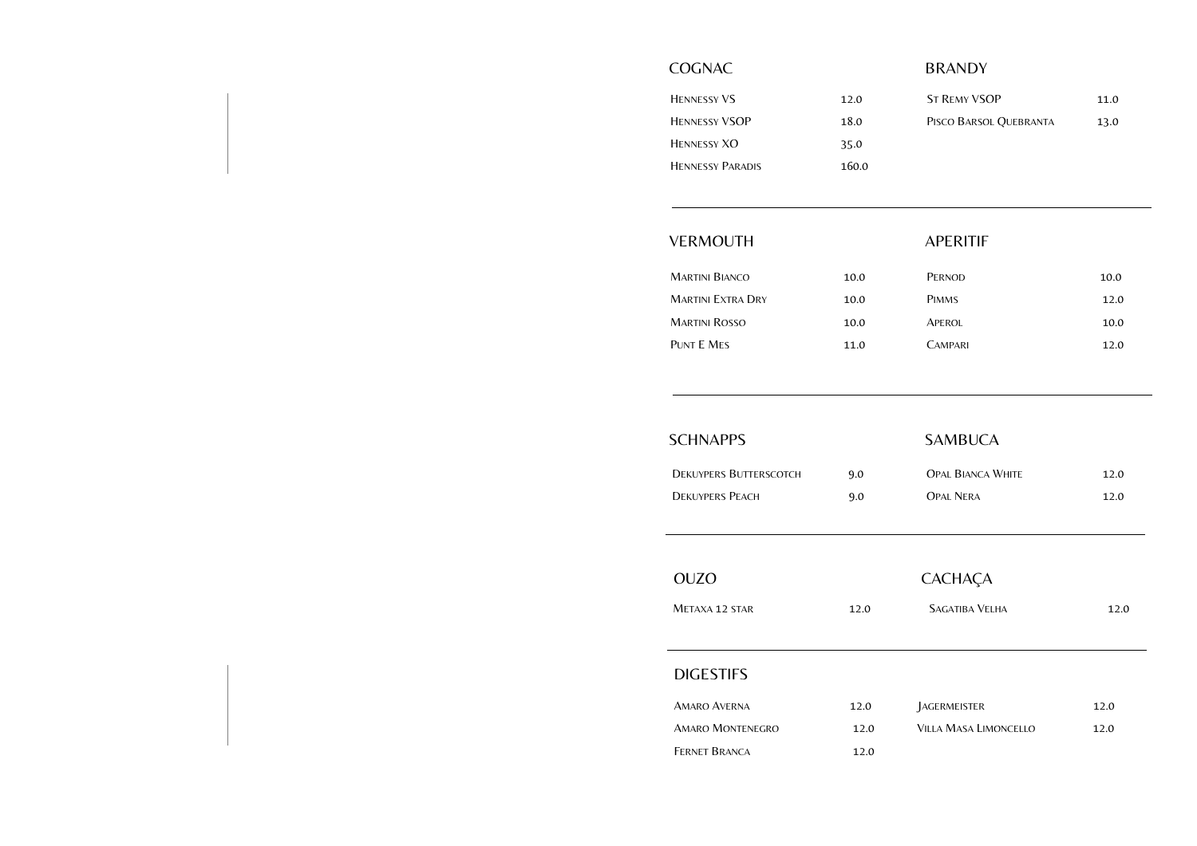## COGNAC

| | |
|---|---|
| Hennessy VS | 12.0 |
| Hennessy VSOP | 18.0 |
| Hennessy XO | 35.0 |
| Hennessy Paradis | 160.0 |

## BRANDY

| | |
|---|---|
| St Remy VSOP | 11.0 |
| Pisco Barsol Quebranta | 13.0 |

## VERMOUTH

| | |
|---|---|
| Martini Bianco | 10.0 |
| Martini Extra Dry | 10.0 |
| Martini Rosso | 10.0 |
| Punt E Mes | 11.0 |

## APERITIF

| | |
|---|---|
| Pernod | 10.0 |
| Pimms | 12.0 |
| Aperol | 10.0 |
| Campari | 12.0 |

## SCHNAPPS

| | |
|---|---|
| Dekuypers Butterscotch | 9.0 |
| Dekuypers Peach | 9.0 |

## SAMBUCA

| | |
|---|---|
| Opal Bianca White | 12.0 |
| Opal Nera | 12.0 |

## OUZO

| | |
|---|---|
| Metaxa 12 star | 12.0 |

## CACHAÇA

| | |
|---|---|
| Sagatiba Velha | 12.0 |

## DIGESTIFS

| | |
|---|---|
| Amaro Averna | 12.0 |
| Amaro Montenegro | 12.0 |
| Fernet Branca | 12.0 |
| Jagermeister | 12.0 |
| Villa Masa Limoncello | 12.0 |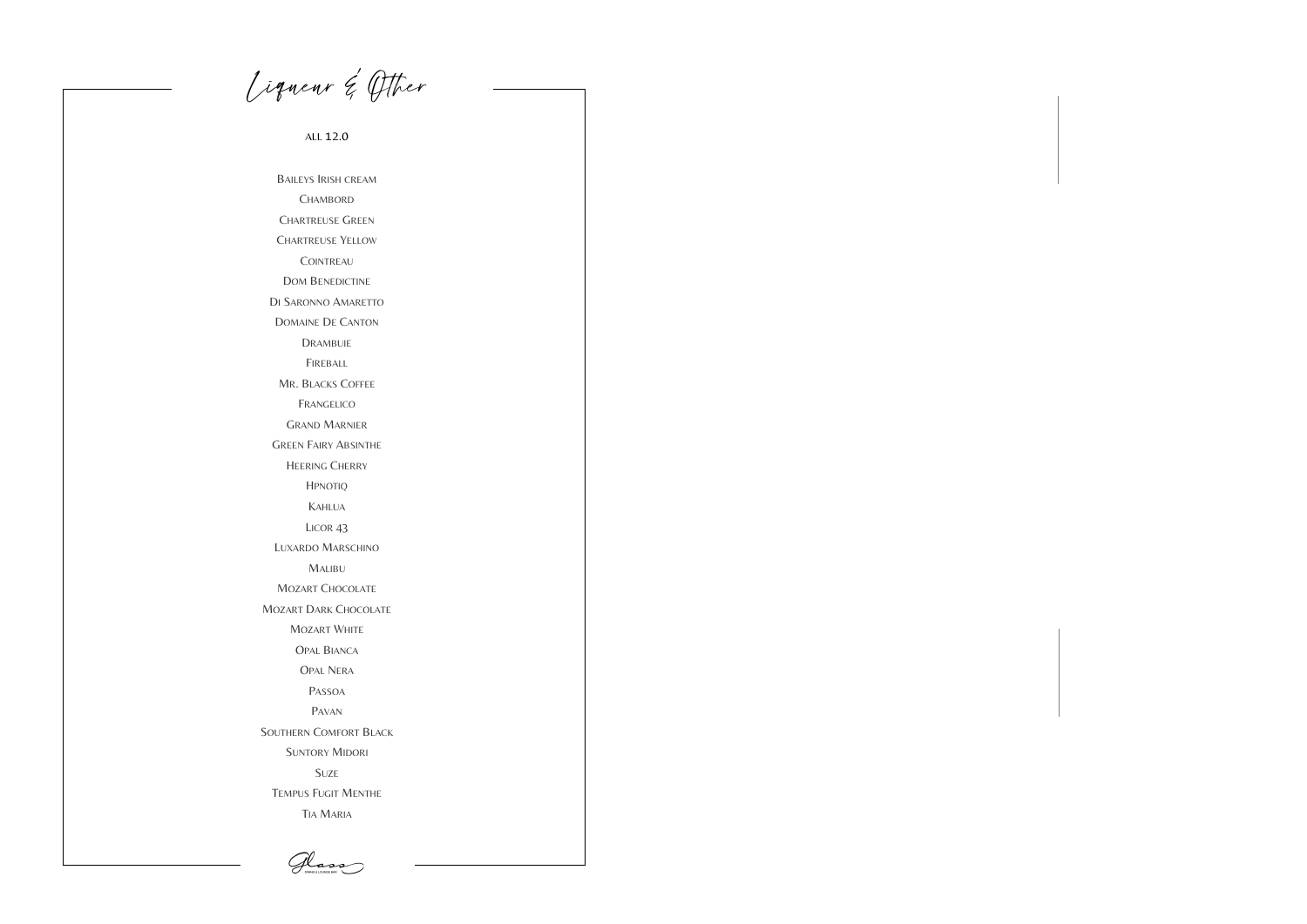# Liqueur & Other

ALL 12.0

Baileys Irish cream

Chambord

Chartreuse Green

Chartreuse Yellow

Cointreau

Dom Benedictine

Di Saronno Amaretto

Domaine De Canton

Drambuie

Fireball

Mr. Blacks Coffee

Frangelico

Grand Marnier

Green Fairy Absinthe

Heering Cherry

Hpnotiq

Kahlua

Licor 43

Luxardo Marschino

Malibu

Mozart Chocolate

Mozart Dark Chocolate

Mozart White

Opal Bianca

Opal Nera

Passoa

Pavan

Southern Comfort Black

Suntory Midori

Suze

Tempus Fugit Menthe

Tia Maria